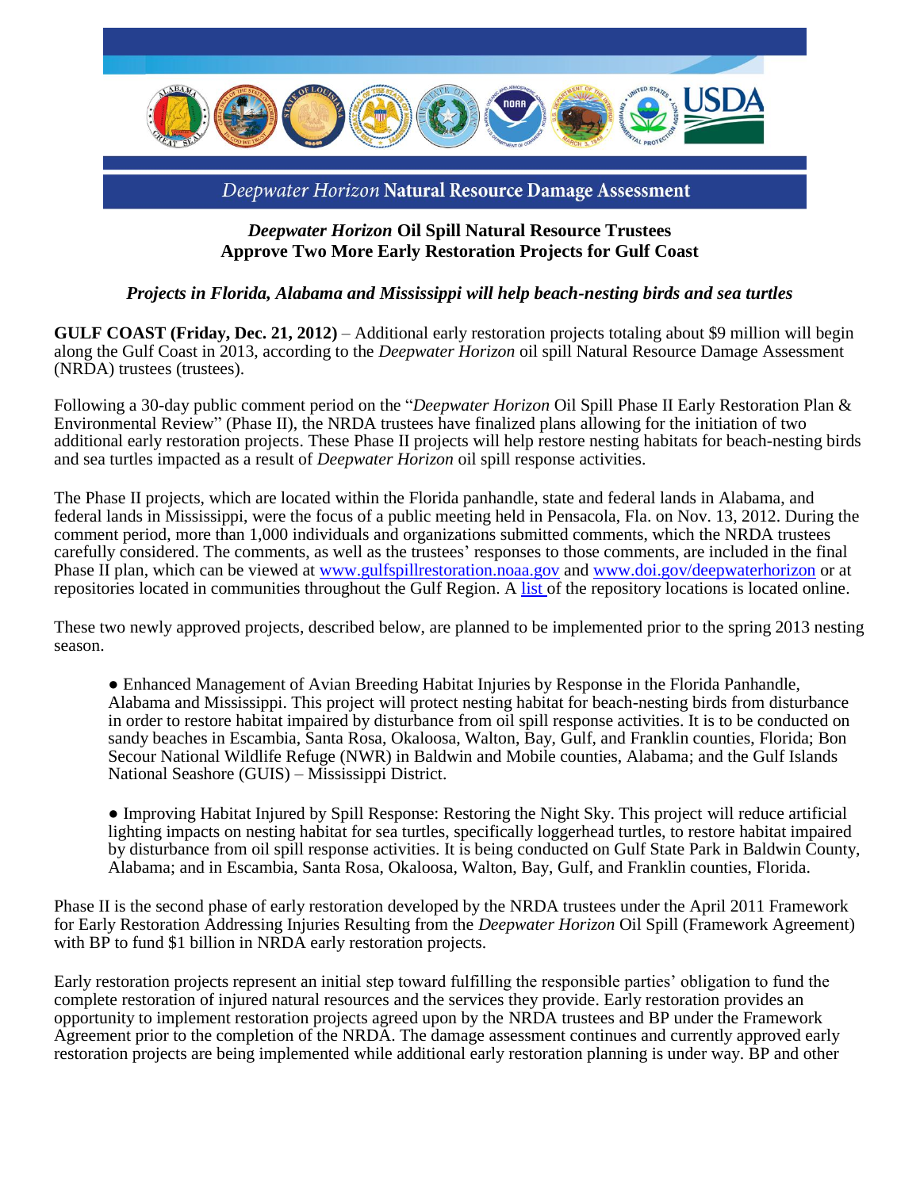*Deepwater Horizon* **Natural Resource Damage Assessment**

## *Deepwater Horizon* Oil Spill Natural Resource Trustees Approve Two More Early Restoration Projects for Gulf Coast

### *Projects in Florida, Alabama and Mississippi will help beach-nesting birds and sea turtles*

**GULF COAST (Friday, Dec. 21, 2012)** – Additional early restoration projects totaling about $9 million will begin along the Gulf Coast in 2013, according to the *Deepwater Horizon* oil spill Natural Resource Damage Assessment (NRDA) trustees (trustees).

Following a 30-day public comment period on the "*Deepwater Horizon* Oil Spill Phase II Early Restoration Plan & Environmental Review" (Phase II), the NRDA trustees have finalized plans allowing for the initiation of two additional early restoration projects. These Phase II projects will help restore nesting habitats for beach-nesting birds and sea turtles impacted as a result of *Deepwater Horizon* oil spill response activities.

The Phase II projects, which are located within the Florida panhandle, state and federal lands in Alabama, and federal lands in Mississippi, were the focus of a public meeting held in Pensacola, Fla. on Nov. 13, 2012. During the comment period, more than 1,000 individuals and organizations submitted comments, which the NRDA trustees carefully considered. The comments, as well as the trustees' responses to those comments, are included in the final Phase II plan, which can be viewed at [www.gulfspillrestoration.noaa.gov](http://www.gulfspillrestoration.noaa.gov) and [www.doi.gov/deepwaterhorizon](http://www.doi.gov/deepwaterhorizon) or at repositories located in communities throughout the Gulf Region. A [list](#) of the repository locations is located online.

These two newly approved projects, described below, are planned to be implemented prior to the spring 2013 nesting season.

- Enhanced Management of Avian Breeding Habitat Injuries by Response in the Florida Panhandle, Alabama and Mississippi. This project will protect nesting habitat for beach-nesting birds from disturbance in order to restore habitat impaired by disturbance from oil spill response activities. It is to be conducted on sandy beaches in Escambia, Santa Rosa, Okaloosa, Walton, Bay, Gulf, and Franklin counties, Florida; Bon Secour National Wildlife Refuge (NWR) in Baldwin and Mobile counties, Alabama; and the Gulf Islands National Seashore (GUIS) – Mississippi District.

- Improving Habitat Injured by Spill Response: Restoring the Night Sky. This project will reduce artificial lighting impacts on nesting habitat for sea turtles, specifically loggerhead turtles, to restore habitat impaired by disturbance from oil spill response activities. It is being conducted on Gulf State Park in Baldwin County, Alabama; and in Escambia, Santa Rosa, Okaloosa, Walton, Bay, Gulf, and Franklin counties, Florida.

Phase II is the second phase of early restoration developed by the NRDA trustees under the April 2011 Framework for Early Restoration Addressing Injuries Resulting from the *Deepwater Horizon* Oil Spill (Framework Agreement) with BP to fund $1 billion in NRDA early restoration projects.

Early restoration projects represent an initial step toward fulfilling the responsible parties' obligation to fund the complete restoration of injured natural resources and the services they provide. Early restoration provides an opportunity to implement restoration projects agreed upon by the NRDA trustees and BP under the Framework Agreement prior to the completion of the NRDA. The damage assessment continues and currently approved early restoration projects are being implemented while additional early restoration planning is under way. BP and other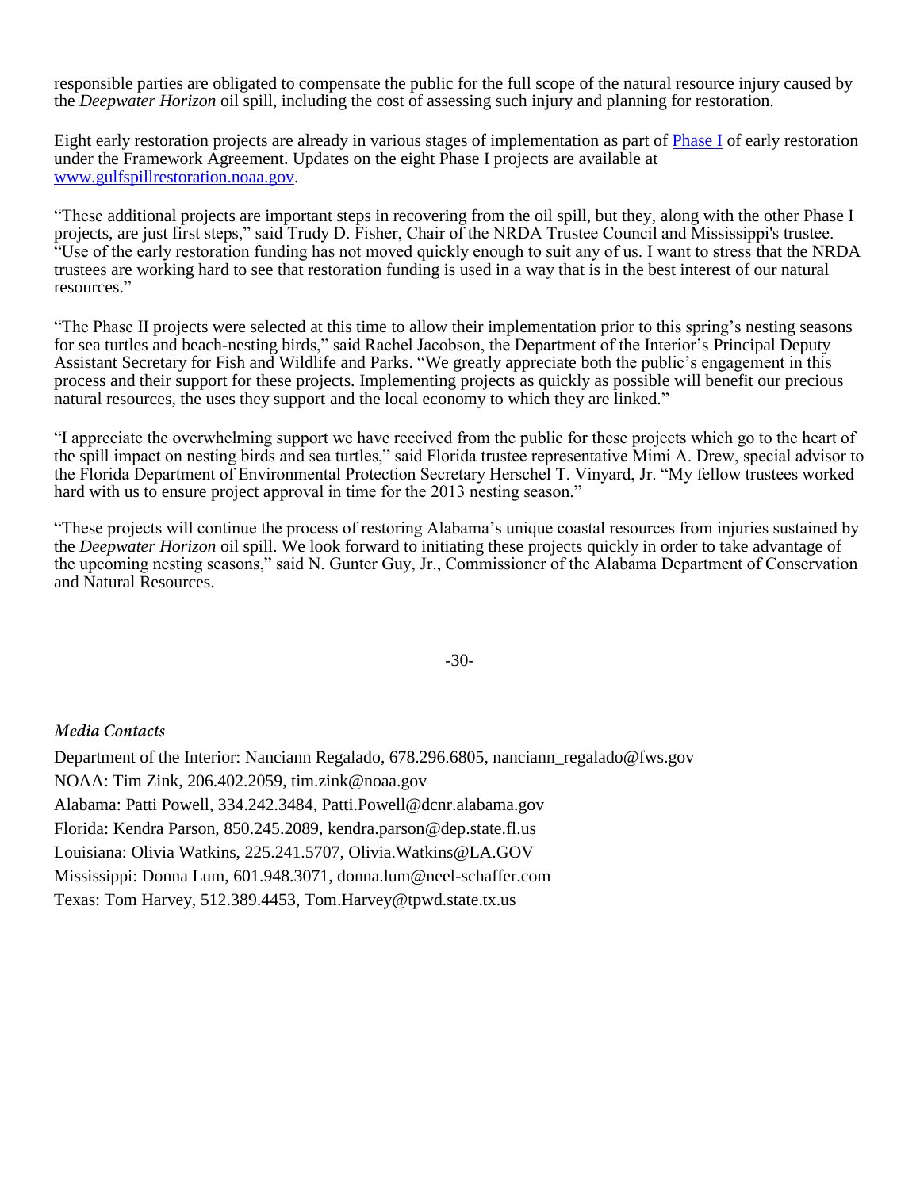responsible parties are obligated to compensate the public for the full scope of the natural resource injury caused by the *Deepwater Horizon* oil spill, including the cost of assessing such injury and planning for restoration.

Eight early restoration projects are already in various stages of implementation as part of [Phase I](Phase I) of early restoration under the Framework Agreement. Updates on the eight Phase I projects are available at [www.gulfspillrestoration.noaa.gov](www.gulfspillrestoration.noaa.gov).

"These additional projects are important steps in recovering from the oil spill, but they, along with the other Phase I projects, are just first steps," said Trudy D. Fisher, Chair of the NRDA Trustee Council and Mississippi's trustee. "Use of the early restoration funding has not moved quickly enough to suit any of us. I want to stress that the NRDA trustees are working hard to see that restoration funding is used in a way that is in the best interest of our natural resources."

"The Phase II projects were selected at this time to allow their implementation prior to this spring's nesting seasons for sea turtles and beach-nesting birds," said Rachel Jacobson, the Department of the Interior's Principal Deputy Assistant Secretary for Fish and Wildlife and Parks. "We greatly appreciate both the public's engagement in this process and their support for these projects. Implementing projects as quickly as possible will benefit our precious natural resources, the uses they support and the local economy to which they are linked."

"I appreciate the overwhelming support we have received from the public for these projects which go to the heart of the spill impact on nesting birds and sea turtles," said Florida trustee representative Mimi A. Drew, special advisor to the Florida Department of Environmental Protection Secretary Herschel T. Vinyard, Jr. "My fellow trustees worked hard with us to ensure project approval in time for the 2013 nesting season."

"These projects will continue the process of restoring Alabama's unique coastal resources from injuries sustained by the *Deepwater Horizon* oil spill. We look forward to initiating these projects quickly in order to take advantage of the upcoming nesting seasons," said N. Gunter Guy, Jr., Commissioner of the Alabama Department of Conservation and Natural Resources.

-30-

### *Media Contacts*

Department of the Interior: Nanciann Regalado, 678.296.6805, nanciann_regalado@fws.gov

NOAA: Tim Zink, 206.402.2059, tim.zink@noaa.gov

Alabama: Patti Powell, 334.242.3484, Patti.Powell@dcnr.alabama.gov

Florida: Kendra Parson, 850.245.2089, kendra.parson@dep.state.fl.us

Louisiana: Olivia Watkins, 225.241.5707, Olivia.Watkins@LA.GOV

Mississippi: Donna Lum, 601.948.3071, donna.lum@neel-schaffer.com

Texas: Tom Harvey, 512.389.4453, Tom.Harvey@tpwd.state.tx.us